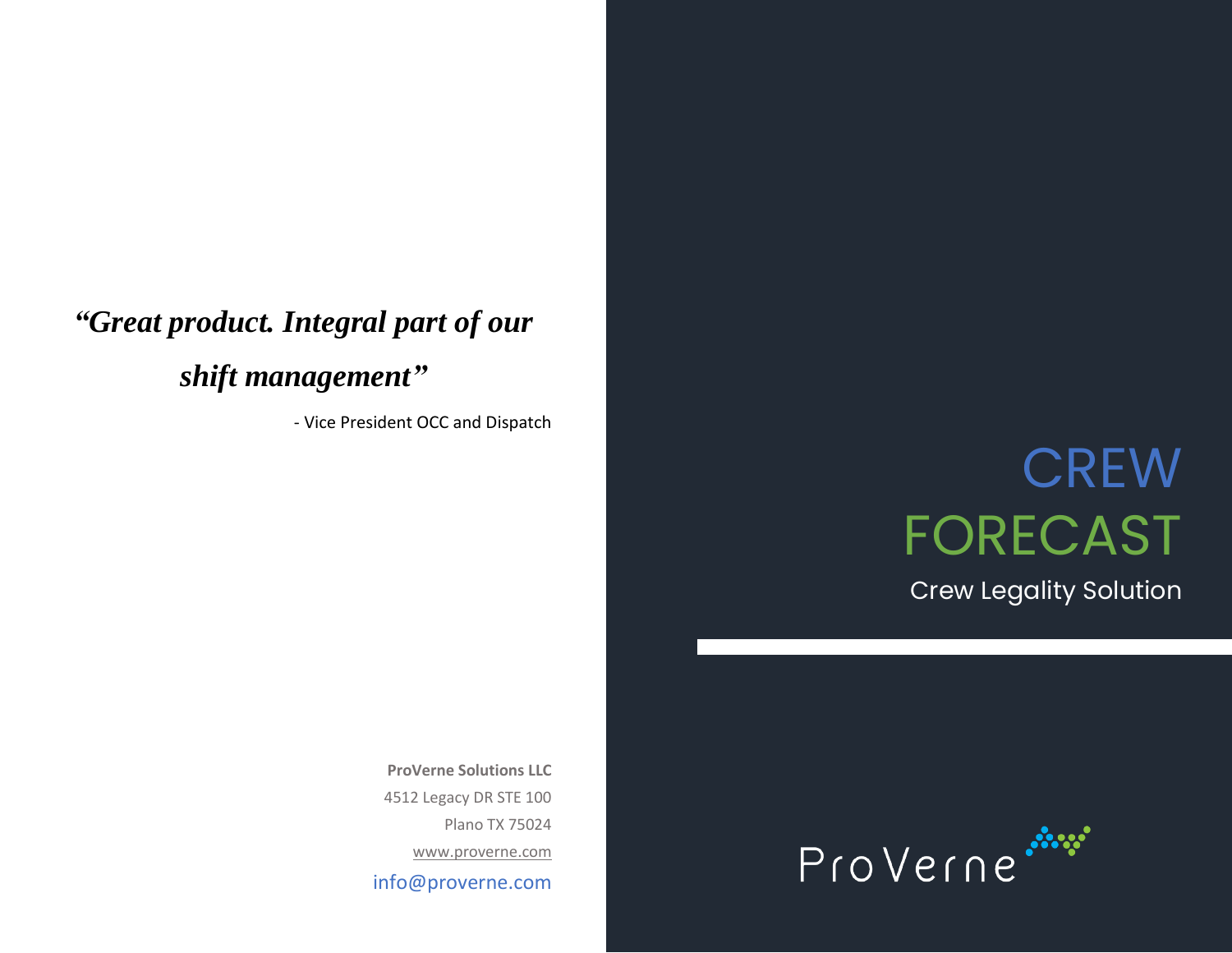*"Great product. Integral part of our shift management"*

- Vice President OCC and Dispatch

**ProVerne Solutions LLC**
4512 Legacy DR STE 100
Plano TX 75024
www.proverne.com
info@proverne.com

# CREW FORECAST

## Crew Legality Solution

ProVerne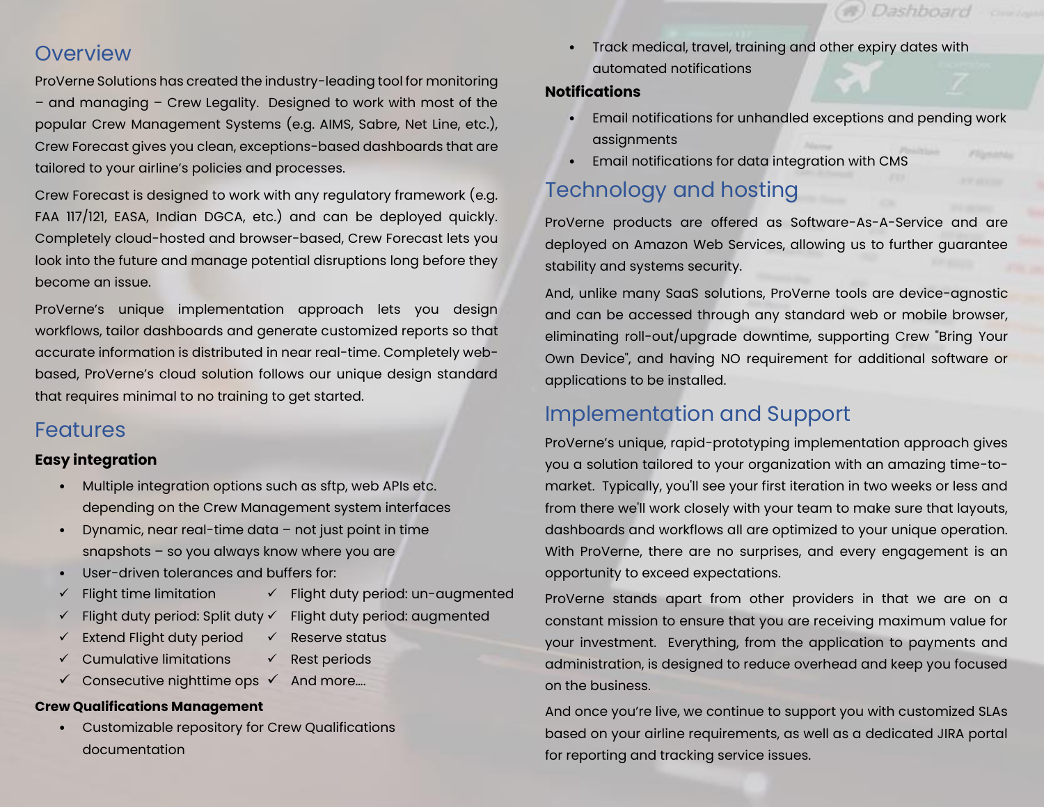## Overview

ProVerne Solutions has created the industry-leading tool for monitoring – and managing – Crew Legality. Designed to work with most of the popular Crew Management Systems (e.g. AIMS, Sabre, Net Line, etc.), Crew Forecast gives you clean, exceptions-based dashboards that are tailored to your airline's policies and processes.

Crew Forecast is designed to work with any regulatory framework (e.g. FAA 117/121, EASA, Indian DGCA, etc.) and can be deployed quickly. Completely cloud-hosted and browser-based, Crew Forecast lets you look into the future and manage potential disruptions long before they become an issue.

ProVerne's unique implementation approach lets you design workflows, tailor dashboards and generate customized reports so that accurate information is distributed in near real-time. Completely web-based, ProVerne's cloud solution follows our unique design standard that requires minimal to no training to get started.

## Features

### Easy integration

- Multiple integration options such as sftp, web APIs etc. depending on the Crew Management system interfaces
- Dynamic, near real-time data – not just point in time snapshots – so you always know where you are
- User-driven tolerances and buffers for:

✓ Flight time limitation
✓ Flight duty period: Split duty
✓ Extend Flight duty period
✓ Cumulative limitations
✓ Consecutive nighttime ops
✓ Flight duty period: un-augmented
✓ Flight duty period: augmented
✓ Reserve status
✓ Rest periods
✓ And more....

### Crew Qualifications Management

- Customizable repository for Crew Qualifications documentation
- Track medical, travel, training and other expiry dates with automated notifications

### Notifications

- Email notifications for unhandled exceptions and pending work assignments
- Email notifications for data integration with CMS

## Technology and hosting

ProVerne products are offered as Software-As-A-Service and are deployed on Amazon Web Services, allowing us to further guarantee stability and systems security.

And, unlike many SaaS solutions, ProVerne tools are device-agnostic and can be accessed through any standard web or mobile browser, eliminating roll-out/upgrade downtime, supporting Crew "Bring Your Own Device", and having NO requirement for additional software or applications to be installed.

## Implementation and Support

ProVerne's unique, rapid-prototyping implementation approach gives you a solution tailored to your organization with an amazing time-to-market. Typically, you'll see your first iteration in two weeks or less and from there we'll work closely with your team to make sure that layouts, dashboards and workflows all are optimized to your unique operation. With ProVerne, there are no surprises, and every engagement is an opportunity to exceed expectations.

ProVerne stands apart from other providers in that we are on a constant mission to ensure that you are receiving maximum value for your investment. Everything, from the application to payments and administration, is designed to reduce overhead and keep you focused on the business.

And once you're live, we continue to support you with customized SLAs based on your airline requirements, as well as a dedicated JIRA portal for reporting and tracking service issues.